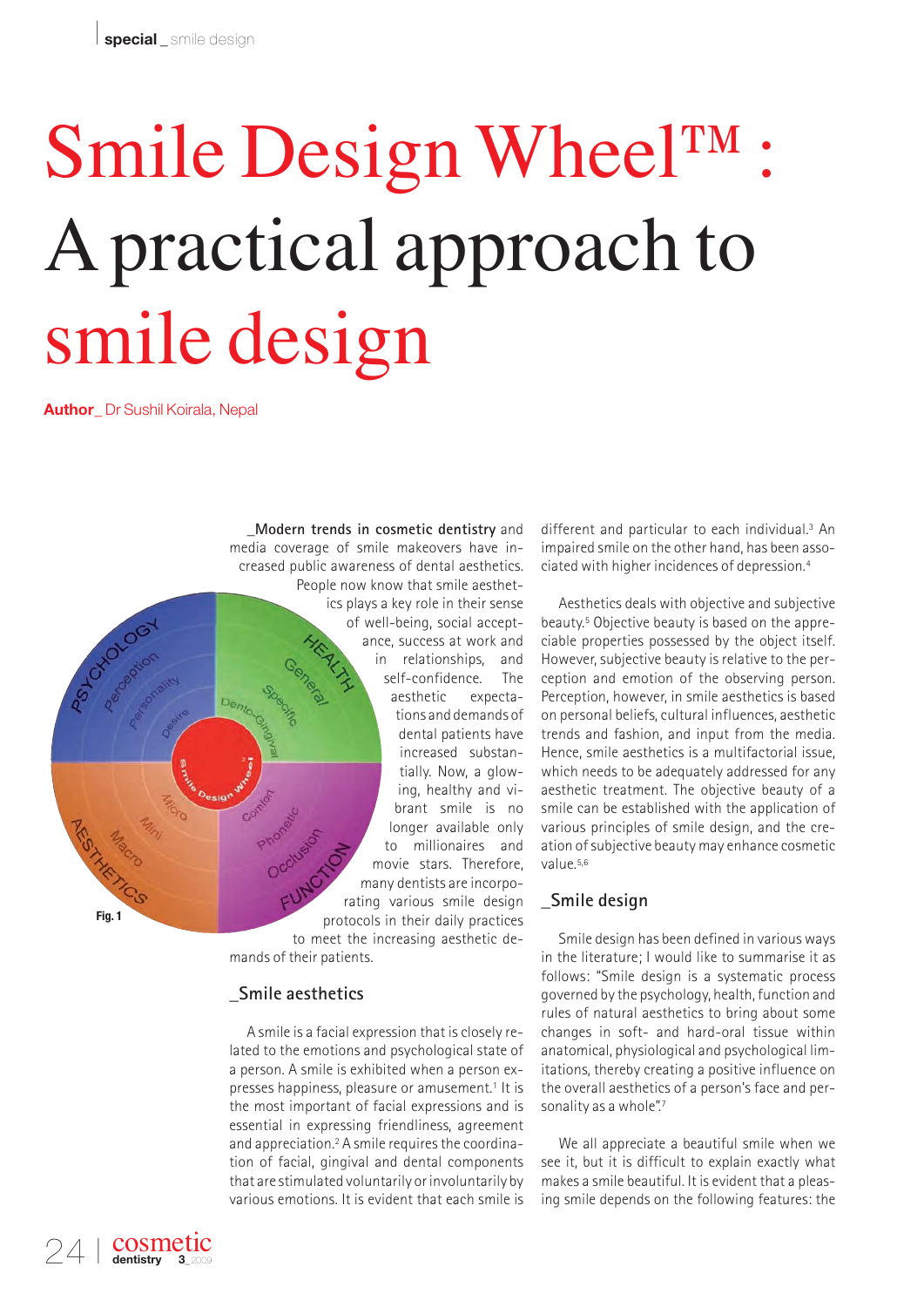# Smile Design Wheel™ : A practical approach to smile design

**Author**_ Dr Sushil Koirala, Nepal

Fig. 1

_**Modern trends in cosmetic dentistry** and media coverage of smile makeovers have increased public awareness of dental aesthetics. People now know that smile aesthetics plays a key role in their sense of well-being, social acceptance, success at work and in relationships, and self-confidence. The aesthetic expectations and demands of dental patients have increased substantially. Now, a glowing, healthy and vibrant smile is no longer available only to millionaires and movie stars. Therefore, many dentists are incorporating various smile design protocols in their daily practices to meet the increasing aesthetic demands of their patients.

## _Smile aesthetics

A smile is a facial expression that is closely related to the emotions and psychological state of a person. A smile is exhibited when a person expresses happiness, pleasure or amusement.[1] It is the most important of facial expressions and is essential in expressing friendliness, agreement and appreciation.[2] A smile requires the coordination of facial, gingival and dental components that are stimulated voluntarily or involuntarily by various emotions. It is evident that each smile is different and particular to each individual.[3] An impaired smile on the other hand, has been associated with higher incidences of depression.[4]

Aesthetics deals with objective and subjective beauty.[5] Objective beauty is based on the appreciable properties possessed by the object itself. However, subjective beauty is relative to the perception and emotion of the observing person. Perception, however, in smile aesthetics is based on personal beliefs, cultural influences, aesthetic trends and fashion, and input from the media. Hence, smile aesthetics is a multifactorial issue, which needs to be adequately addressed for any aesthetic treatment. The objective beauty of a smile can be established with the application of various principles of smile design, and the creation of subjective beauty may enhance cosmetic value.[5,6]

## _Smile design

Smile design has been defined in various ways in the literature; I would like to summarise it as follows: "Smile design is a systematic process governed by the psychology, health, function and rules of natural aesthetics to bring about some changes in soft- and hard-oral tissue within anatomical, physiological and psychological limitations, thereby creating a positive influence on the overall aesthetics of a person's face and personality as a whole".[7]

We all appreciate a beautiful smile when we see it, but it is difficult to explain exactly what makes a smile beautiful. It is evident that a pleasing smile depends on the following features: the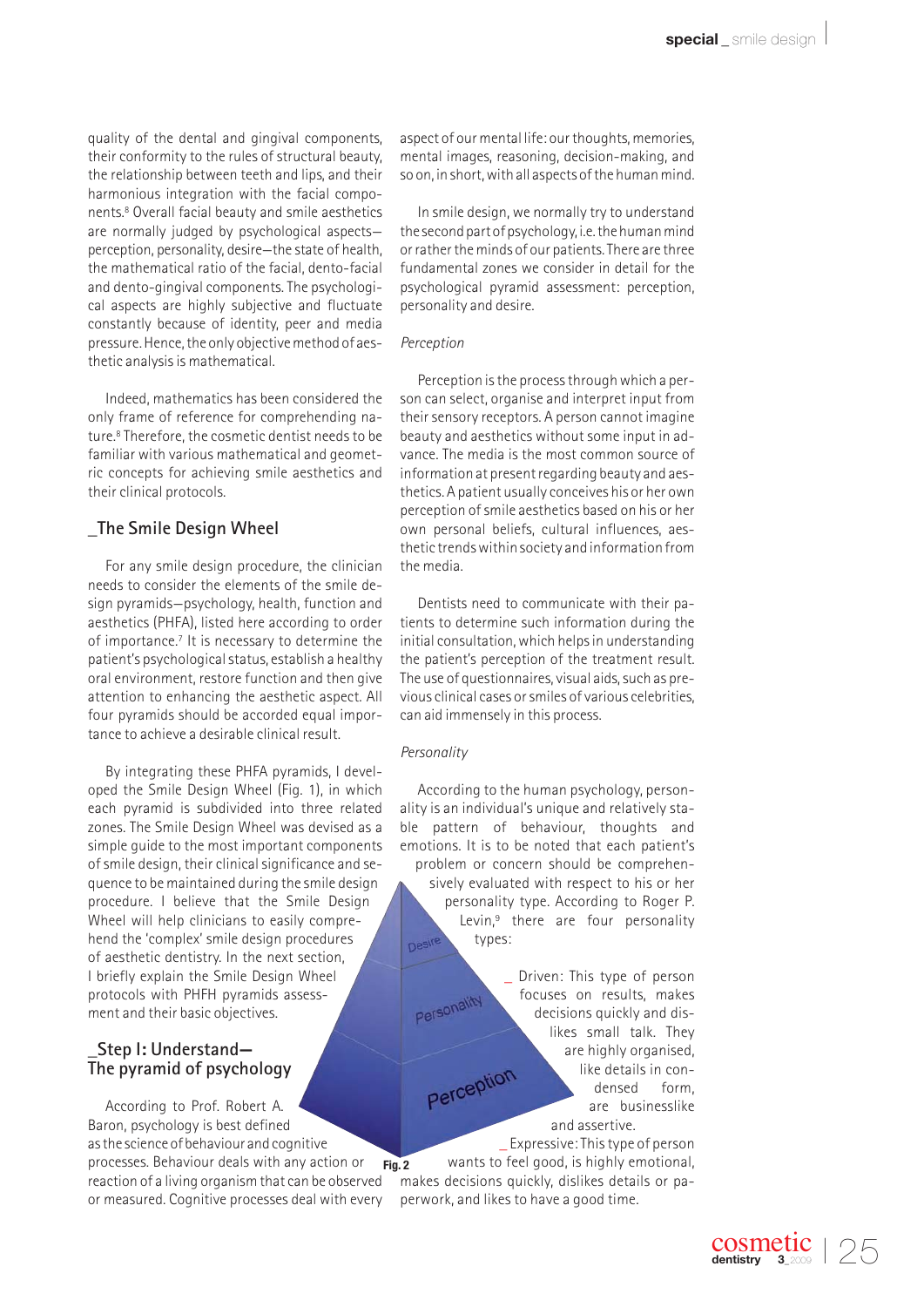quality of the dental and gingival components, their conformity to the rules of structural beauty, the relationship between teeth and lips, and their harmonious integration with the facial components.[8] Overall facial beauty and smile aesthetics are normally judged by psychological aspects—perception, personality, desire—the state of health, the mathematical ratio of the facial, dento-facial and dento-gingival components. The psychological aspects are highly subjective and fluctuate constantly because of identity, peer and media pressure. Hence, the only objective method of aesthetic analysis is mathematical.

Indeed, mathematics has been considered the only frame of reference for comprehending nature.[8] Therefore, the cosmetic dentist needs to be familiar with various mathematical and geometric concepts for achieving smile aesthetics and their clinical protocols.

## _The Smile Design Wheel

For any smile design procedure, the clinician needs to consider the elements of the smile design pyramids—psychology, health, function and aesthetics (PHFA), listed here according to order of importance.[7] It is necessary to determine the patient's psychological status, establish a healthy oral environment, restore function and then give attention to enhancing the aesthetic aspect. All four pyramids should be accorded equal importance to achieve a desirable clinical result.

By integrating these PHFA pyramids, I developed the Smile Design Wheel (Fig. 1), in which each pyramid is subdivided into three related zones. The Smile Design Wheel was devised as a simple guide to the most important components of smile design, their clinical significance and sequence to be maintained during the smile design procedure. I believe that the Smile Design Wheel will help clinicians to easily comprehend the 'complex' smile design procedures of aesthetic dentistry. In the next section, I briefly explain the Smile Design Wheel protocols with PHFH pyramids assessment and their basic objectives.

## _Step I: Understand—The pyramid of psychology

According to Prof. Robert A. Baron, psychology is best defined as the science of behaviour and cognitive processes. Behaviour deals with any action or reaction of a living organism that can be observed or measured. Cognitive processes deal with every aspect of our mental life: our thoughts, memories, mental images, reasoning, decision-making, and so on, in short, with all aspects of the human mind.

In smile design, we normally try to understand the second part of psychology, i.e. the human mind or rather the minds of our patients. There are three fundamental zones we consider in detail for the psychological pyramid assessment: perception, personality and desire.

*Perception*

Perception is the process through which a person can select, organise and interpret input from their sensory receptors. A person cannot imagine beauty and aesthetics without some input in advance. The media is the most common source of information at present regarding beauty and aesthetics. A patient usually conceives his or her own perception of smile aesthetics based on his or her own personal beliefs, cultural influences, aesthetic trends within society and information from the media.

Dentists need to communicate with their patients to determine such information during the initial consultation, which helps in understanding the patient's perception of the treatment result. The use of questionnaires, visual aids, such as previous clinical cases or smiles of various celebrities, can aid immensely in this process.

*Personality*

According to the human psychology, personality is an individual's unique and relatively stable pattern of behaviour, thoughts and emotions. It is to be noted that each patient's problem or concern should be comprehensively evaluated with respect to his or her personality type. According to Roger P. Levin,[9] there are four personality types:

_ Driven: This type of person focuses on results, makes decisions quickly and dislikes small talk. They are highly organised, like details in condensed form, are businesslike and assertive.

_ Expressive: This type of person wants to feel good, is highly emotional, makes decisions quickly, dislikes details or paperwork, and likes to have a good time.

Fig. 2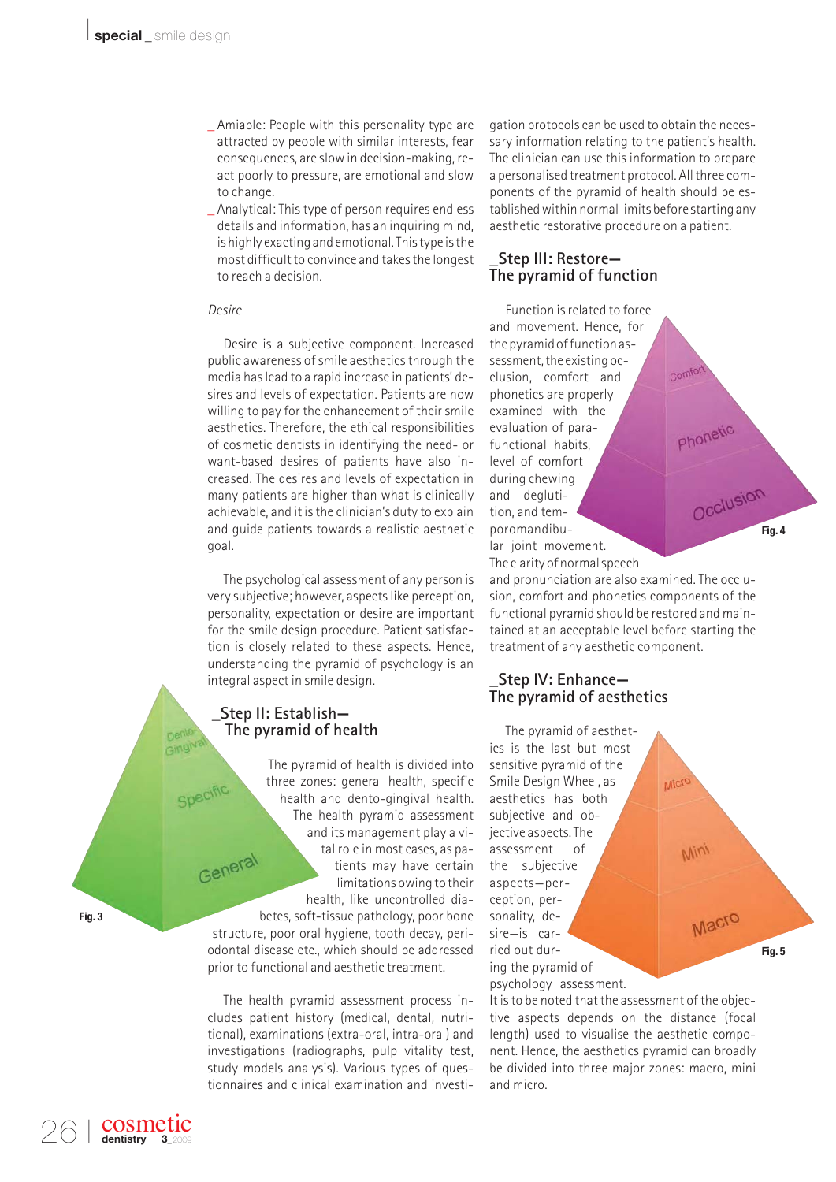- Amiable: People with this personality type are attracted by people with similar interests, fear consequences, are slow in decision-making, react poorly to pressure, are emotional and slow to change.
- Analytical: This type of person requires endless details and information, has an inquiring mind, is highly exacting and emotional. This type is the most difficult to convince and takes the longest to reach a decision.

*Desire*

Desire is a subjective component. Increased public awareness of smile aesthetics through the media has lead to a rapid increase in patients' desires and levels of expectation. Patients are now willing to pay for the enhancement of their smile aesthetics. Therefore, the ethical responsibilities of cosmetic dentists in identifying the need- or want-based desires of patients have also increased. The desires and levels of expectation in many patients are higher than what is clinically achievable, and it is the clinician's duty to explain and guide patients towards a realistic aesthetic goal.

The psychological assessment of any person is very subjective; however, aspects like perception, personality, expectation or desire are important for the smile design procedure. Patient satisfaction is closely related to these aspects. Hence, understanding the pyramid of psychology is an integral aspect in smile design.

## Step II: Establish—The pyramid of health

The pyramid of health is divided into three zones: general health, specific health and dento-gingival health. The health pyramid assessment and its management play a vital role in most cases, as patients may have certain limitations owing to their health, like uncontrolled diabetes, soft-tissue pathology, poor bone structure, poor oral hygiene, tooth decay, periodontal disease etc., which should be addressed prior to functional and aesthetic treatment.

Dento-Gingival / Specific / General

Fig. 3

The health pyramid assessment process includes patient history (medical, dental, nutritional), examinations (extra-oral, intra-oral) and investigations (radiographs, pulp vitality test, study models analysis). Various types of questionnaires and clinical examination and investigation protocols can be used to obtain the necessary information relating to the patient's health. The clinician can use this information to prepare a personalised treatment protocol. All three components of the pyramid of health should be established within normal limits before starting any aesthetic restorative procedure on a patient.

## Step III: Restore—The pyramid of function

Function is related to force and movement. Hence, for the pyramid of function assessment, the existing occlusion, comfort and phonetics are properly examined with the evaluation of parafunctional habits, level of comfort during chewing and deglutition, and temporomandibular joint movement. The clarity of normal speech and pronunciation are also examined. The occlusion, comfort and phonetics components of the functional pyramid should be restored and maintained at an acceptable level before starting the treatment of any aesthetic component.

Comfort / Phonetic / Occlusion

Fig. 4

## Step IV: Enhance—The pyramid of aesthetics

The pyramid of aesthetics is the last but most sensitive pyramid of the Smile Design Wheel, as aesthetics has both subjective and objective aspects. The assessment of the subjective aspects—perception, personality, desire—is carried out during the pyramid of psychology assessment. It is to be noted that the assessment of the objective aspects depends on the distance (focal length) used to visualise the aesthetic component. Hence, the aesthetics pyramid can broadly be divided into three major zones: macro, mini and micro.

Micro / Mini / Macro

Fig. 5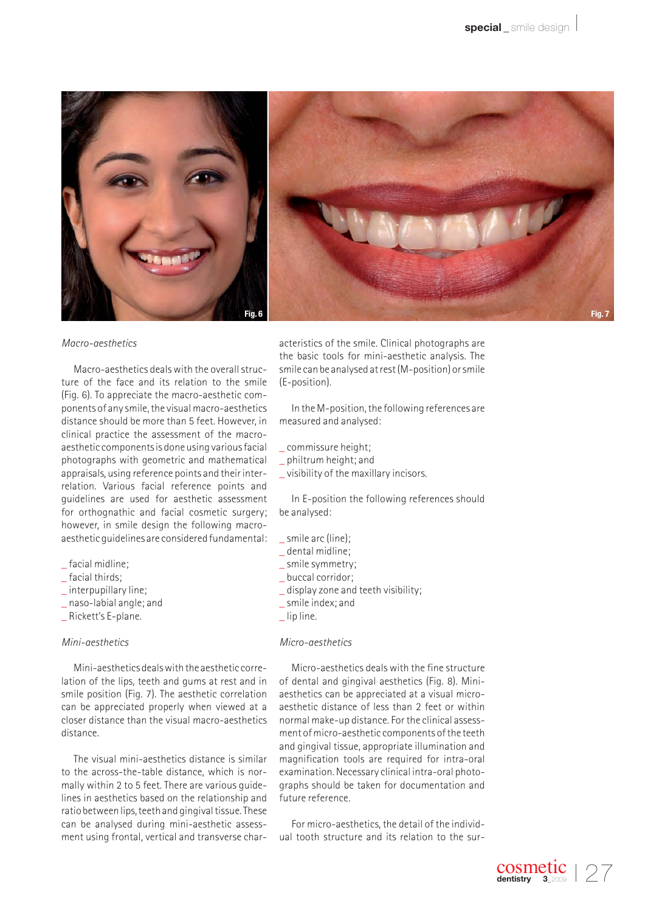Fig. 6

Fig. 7

*Macro-aesthetics*

Macro-aesthetics deals with the overall structure of the face and its relation to the smile (Fig. 6). To appreciate the macro-aesthetic components of any smile, the visual macro-aesthetics distance should be more than 5 feet. However, in clinical practice the assessment of the macro-aesthetic components is done using various facial photographs with geometric and mathematical appraisals, using reference points and their interrelation. Various facial reference points and guidelines are used for aesthetic assessment for orthognathic and facial cosmetic surgery; however, in smile design the following macro-aesthetic guidelines are considered fundamental:

_ facial midline;
_ facial thirds;
_ interpupillary line;
_ naso-labial angle; and
_ Rickett's E-plane.

*Mini-aesthetics*

Mini-aesthetics deals with the aesthetic correlation of the lips, teeth and gums at rest and in smile position (Fig. 7). The aesthetic correlation can be appreciated properly when viewed at a closer distance than the visual macro-aesthetics distance.

The visual mini-aesthetics distance is similar to the across-the-table distance, which is normally within 2 to 5 feet. There are various guidelines in aesthetics based on the relationship and ratio between lips, teeth and gingival tissue. These can be analysed during mini-aesthetic assessment using frontal, vertical and transverse characteristics of the smile. Clinical photographs are the basic tools for mini-aesthetic analysis. The smile can be analysed at rest (M-position) or smile (E-position).

In the M-position, the following references are measured and analysed:

_ commissure height;
_ philtrum height; and
_ visibility of the maxillary incisors.

In E-position the following references should be analysed:

_ smile arc (line);
_ dental midline;
_ smile symmetry;
_ buccal corridor;
_ display zone and teeth visibility;
_ smile index; and
_ lip line.

*Micro-aesthetics*

Micro-aesthetics deals with the fine structure of dental and gingival aesthetics (Fig. 8). Mini-aesthetics can be appreciated at a visual micro-aesthetic distance of less than 2 feet or within normal make-up distance. For the clinical assessment of micro-aesthetic components of the teeth and gingival tissue, appropriate illumination and magnification tools are required for intra-oral examination. Necessary clinical intra-oral photographs should be taken for documentation and future reference.

For micro-aesthetics, the detail of the individual tooth structure and its relation to the sur-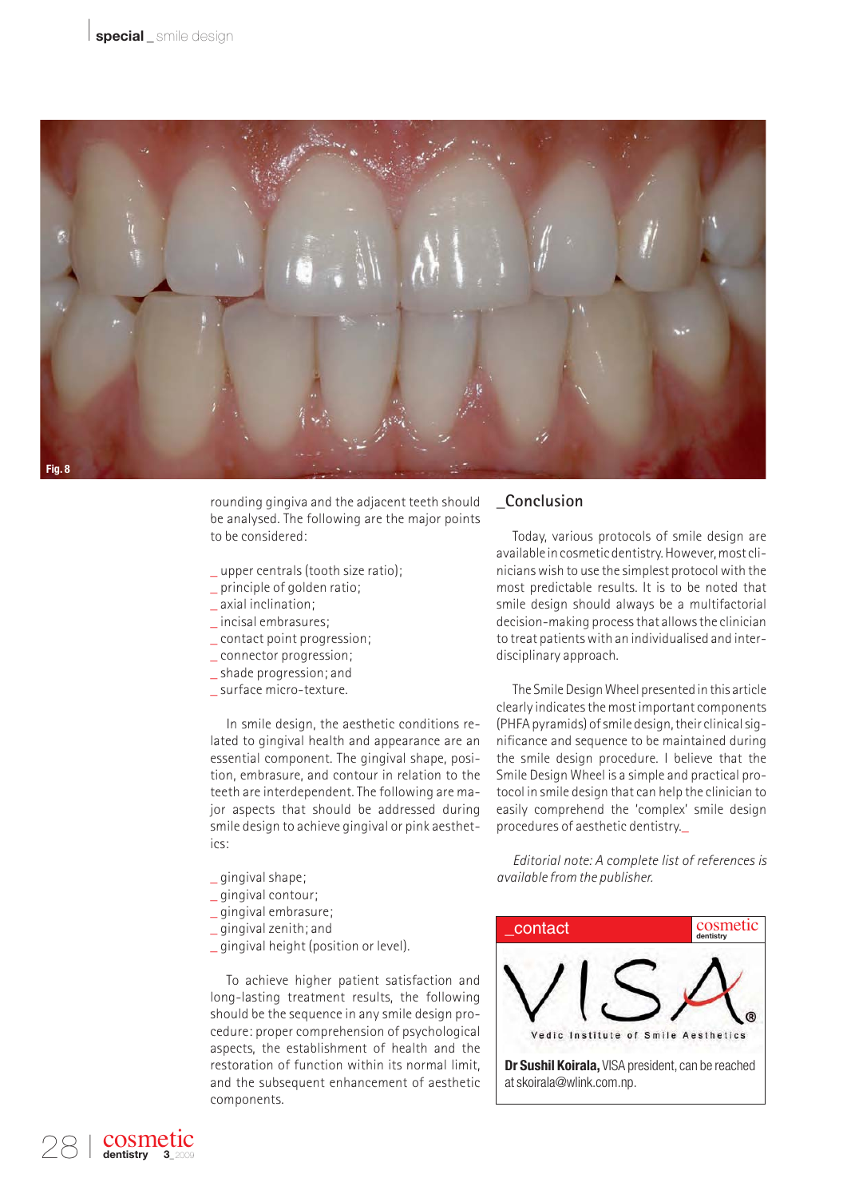Fig. 8

rounding gingiva and the adjacent teeth should be analysed. The following are the major points to be considered:

- _ upper centrals (tooth size ratio);
- _ principle of golden ratio;
- _ axial inclination;
- _ incisal embrasures;
- _ contact point progression;
- _ connector progression;
- _ shade progression; and
- _ surface micro-texture.

In smile design, the aesthetic conditions related to gingival health and appearance are an essential component. The gingival shape, position, embrasure, and contour in relation to the teeth are interdependent. The following are major aspects that should be addressed during smile design to achieve gingival or pink aesthetics:

- _ gingival shape;
- _ gingival contour;
- _ gingival embrasure;
- _ gingival zenith; and
- _ gingival height (position or level).

To achieve higher patient satisfaction and long-lasting treatment results, the following should be the sequence in any smile design procedure: proper comprehension of psychological aspects, the establishment of health and the restoration of function within its normal limit, and the subsequent enhancement of aesthetic components.

## _Conclusion

Today, various protocols of smile design are available in cosmetic dentistry. However, most clinicians wish to use the simplest protocol with the most predictable results. It is to be noted that smile design should always be a multifactorial decision-making process that allows the clinician to treat patients with an individualised and interdisciplinary approach.

The Smile Design Wheel presented in this article clearly indicates the most important components (PHFA pyramids) of smile design, their clinical significance and sequence to be maintained during the smile design procedure. I believe that the Smile Design Wheel is a simple and practical protocol in smile design that can help the clinician to easily comprehend the 'complex' smile design procedures of aesthetic dentistry._

*Editorial note: A complete list of references is available from the publisher.*

**_contact** — cosmetic dentistry

VISA®
Vedic Institute of Smile Aesthetics

**Dr Sushil Koirala,** VISA president, can be reached at skoirala@wlink.com.np.